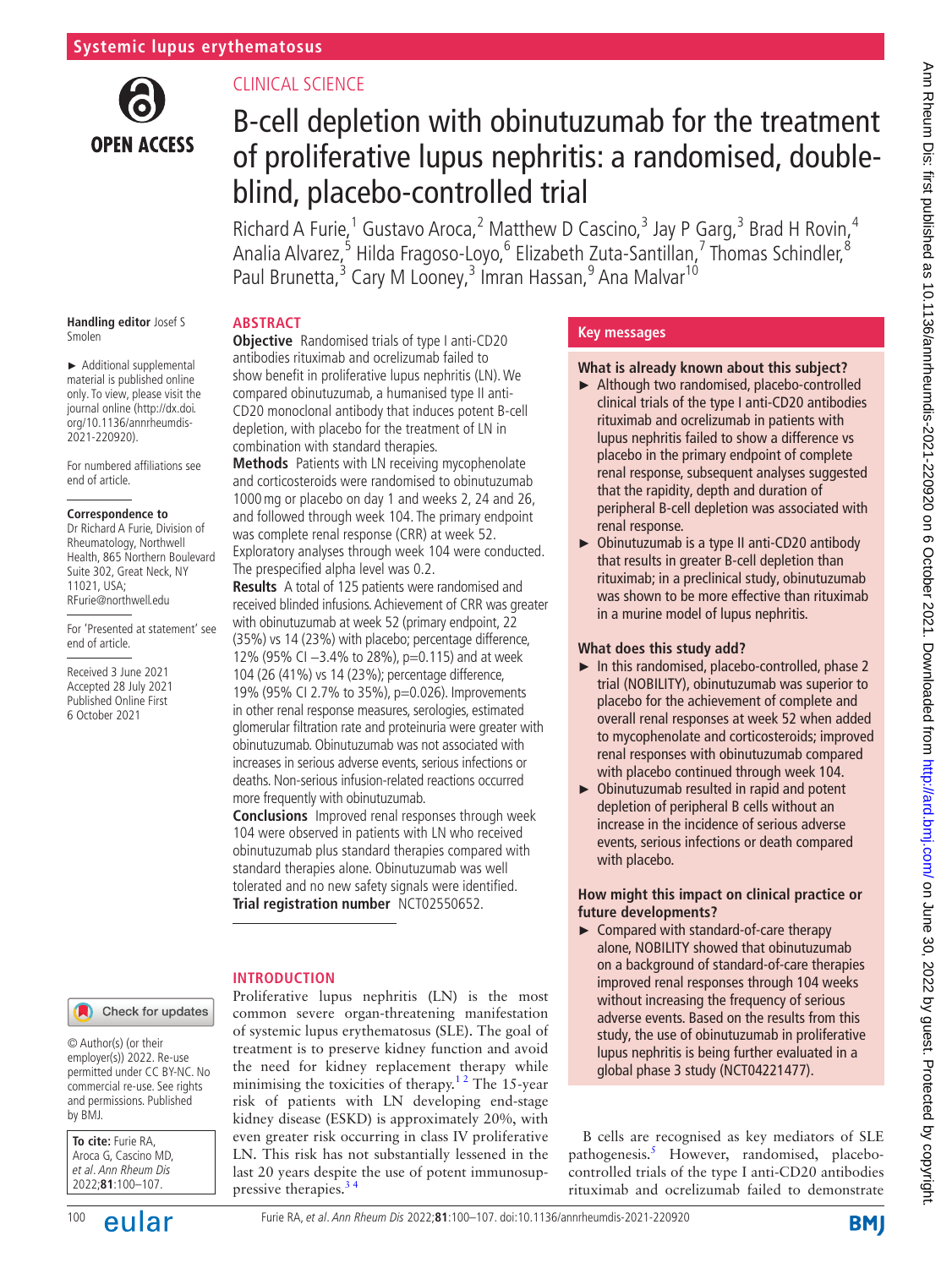# B-cell depletion with obinutuzumab for the treatment of proliferative lupus nephritis: a randomised, double-blind, placebo-controlled trial

CLINICAL SCIENCE

Richard A Furie,[1] Gustavo Aroca,[2] Matthew D Cascino,[3] Jay P Garg,[3] Brad H Rovin,[4] Analia Alvarez,[5] Hilda Fragoso-Loyo,[6] Elizabeth Zuta-Santillan,[7] Thomas Schindler,[8] Paul Brunetta,[3] Cary M Looney,[3] Imran Hassan,[9] Ana Malvar[10]

**Handling editor** Josef S Smolen

► Additional supplemental material is published online only. To view, please visit the journal online (http://dx.doi.org/10.1136/annrheumdis-2021-220920).

For numbered affiliations see end of article.

**Correspondence to**

Dr Richard A Furie, Division of Rheumatology, Northwell Health, 865 Northern Boulevard Suite 302, Great Neck, NY 11021, USA; RFurie@northwell.edu

For 'Presented at statement' see end of article.

Received 3 June 2021
Accepted 28 July 2021
Published Online First
6 October 2021

© Author(s) (or their employer(s)) 2022. Re-use permitted under CC BY-NC. No commercial re-use. See rights and permissions. Published by BMJ.

**To cite:** Furie RA, Aroca G, Cascino MD, *et al. Ann Rheum Dis* 2022;**81**:100–107.

## ABSTRACT

**Objective** Randomised trials of type I anti-CD20 antibodies rituximab and ocrelizumab failed to show benefit in proliferative lupus nephritis (LN). We compared obinutuzumab, a humanised type II anti-CD20 monoclonal antibody that induces potent B-cell depletion, with placebo for the treatment of LN in combination with standard therapies.

**Methods** Patients with LN receiving mycophenolate and corticosteroids were randomised to obinutuzumab 1000 mg or placebo on day 1 and weeks 2, 24 and 26, and followed through week 104. The primary endpoint was complete renal response (CRR) at week 52. Exploratory analyses through week 104 were conducted. The prespecified alpha level was 0.2.

**Results** A total of 125 patients were randomised and received blinded infusions. Achievement of CRR was greater with obinutuzumab at week 52 (primary endpoint, 22 (35%) vs 14 (23%) with placebo; percentage difference, 12% (95% CI −3.4% to 28%), p=0.115) and at week 104 (26 (41%) vs 14 (23%); percentage difference, 19% (95% CI 2.7% to 35%), p=0.026). Improvements in other renal response measures, serologies, estimated glomerular filtration rate and proteinuria were greater with obinutuzumab. Obinutuzumab was not associated with increases in serious adverse events, serious infections or deaths. Non-serious infusion-related reactions occurred more frequently with obinutuzumab.

**Conclusions** Improved renal responses through week 104 were observed in patients with LN who received obinutuzumab plus standard therapies compared with standard therapies alone. Obinutuzumab was well tolerated and no new safety signals were identified.

**Trial registration number** NCT02550652.

## Key messages

**What is already known about this subject?**

► Although two randomised, placebo-controlled clinical trials of the type I anti-CD20 antibodies rituximab and ocrelizumab in patients with lupus nephritis failed to show a difference vs placebo in the primary endpoint of complete renal response, subsequent analyses suggested that the rapidity, depth and duration of peripheral B-cell depletion was associated with renal response.

► Obinutuzumab is a type II anti-CD20 antibody that results in greater B-cell depletion than rituximab; in a preclinical study, obinutuzumab was shown to be more effective than rituximab in a murine model of lupus nephritis.

**What does this study add?**

► In this randomised, placebo-controlled, phase 2 trial (NOBILITY), obinutuzumab was superior to placebo for the achievement of complete and overall renal responses at week 52 when added to mycophenolate and corticosteroids; improved renal responses with obinutuzumab compared with placebo continued through week 104.

► Obinutuzumab resulted in rapid and potent depletion of peripheral B cells without an increase in the incidence of serious adverse events, serious infections or death compared with placebo.

**How might this impact on clinical practice or future developments?**

► Compared with standard-of-care therapy alone, NOBILITY showed that obinutuzumab on a background of standard-of-care therapies improved renal responses through 104 weeks without increasing the frequency of serious adverse events. Based on the results from this study, the use of obinutuzumab in proliferative lupus nephritis is being further evaluated in a global phase 3 study (NCT04221477).

## INTRODUCTION

Proliferative lupus nephritis (LN) is the most common severe organ-threatening manifestation of systemic lupus erythematosus (SLE). The goal of treatment is to preserve kidney function and avoid the need for kidney replacement therapy while minimising the toxicities of therapy.[1,2] The 15-year risk of patients with LN developing end-stage kidney disease (ESKD) is approximately 20%, with even greater risk occurring in class IV proliferative LN. This risk has not substantially lessened in the last 20 years despite the use of potent immunosuppressive therapies.[3,4]

B cells are recognised as key mediators of SLE pathogenesis.[5] However, randomised, placebo-controlled trials of the type I anti-CD20 antibodies rituximab and ocrelizumab failed to demonstrate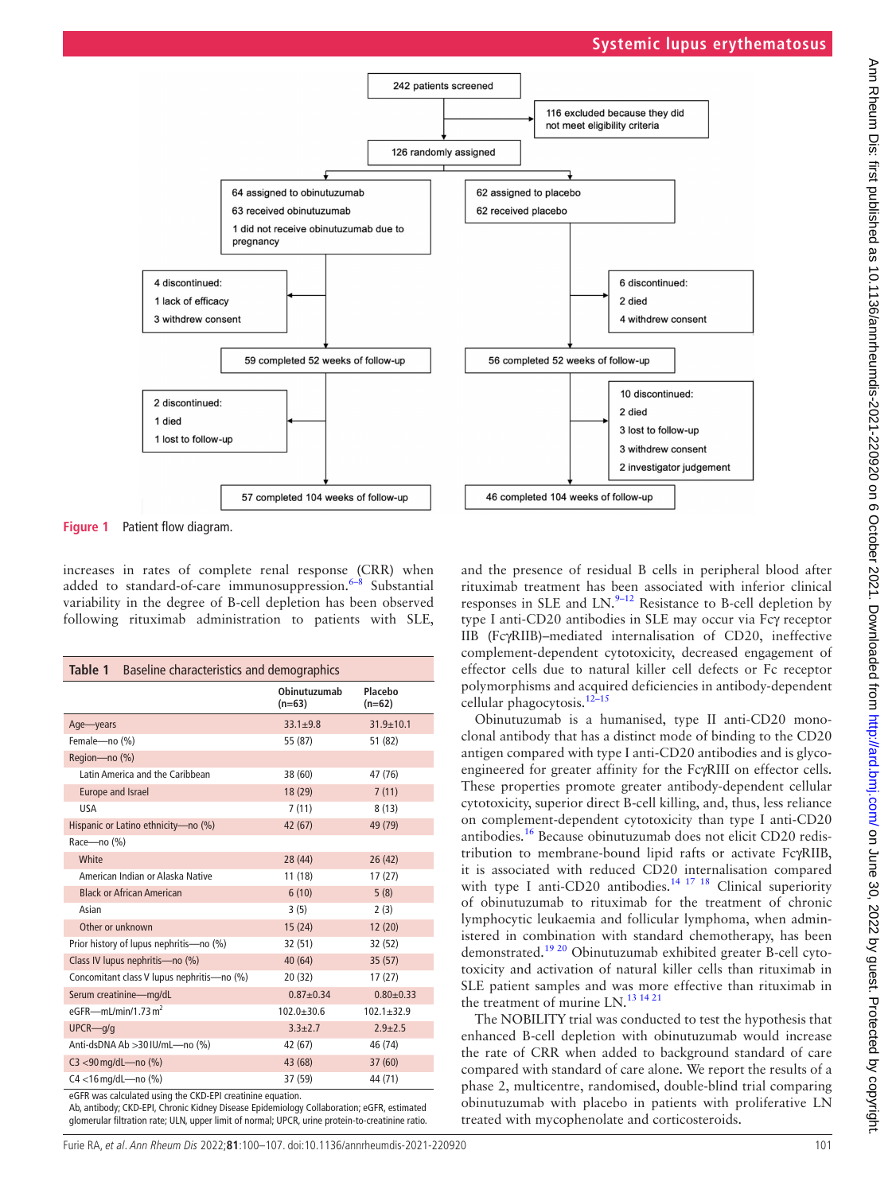242 patients screened

116 excluded because they did not meet eligibility criteria

126 randomly assigned

64 assigned to obinutuzumab
63 received obinutuzumab
1 did not receive obinutuzumab due to pregnancy

62 assigned to placebo
62 received placebo

4 discontinued:
1 lack of efficacy
3 withdrew consent

6 discontinued:
2 died
4 withdrew consent

59 completed 52 weeks of follow-up

56 completed 52 weeks of follow-up

2 discontinued:
1 died
1 lost to follow-up

10 discontinued:
2 died
3 lost to follow-up
3 withdrew consent
2 investigator judgement

57 completed 104 weeks of follow-up

46 completed 104 weeks of follow-up

**Figure 1** Patient flow diagram.

increases in rates of complete renal response (CRR) when added to standard-of-care immunosuppression.[6–8] Substantial variability in the degree of B-cell depletion has been observed following rituximab administration to patients with SLE, and the presence of residual B cells in peripheral blood after rituximab treatment has been associated with inferior clinical responses in SLE and LN.[9–12] Resistance to B-cell depletion by type I anti-CD20 antibodies in SLE may occur via Fcγ receptor IIB (FcγRIIB)–mediated internalisation of CD20, ineffective complement-dependent cytotoxicity, decreased engagement of effector cells due to natural killer cell defects or Fc receptor polymorphisms and acquired deficiencies in antibody-dependent cellular phagocytosis.[12–15]

Obinutuzumab is a humanised, type II anti-CD20 monoclonal antibody that has a distinct mode of binding to the CD20 antigen compared with type I anti-CD20 antibodies and is glycoengineered for greater affinity for the FcγRIII on effector cells. These properties promote greater antibody-dependent cellular cytotoxicity, superior direct B-cell killing, and, thus, less reliance on complement-dependent cytotoxicity than type I anti-CD20 antibodies.[16] Because obinutuzumab does not elicit CD20 redistribution to membrane-bound lipid rafts or activate FcγRIIB, it is associated with reduced CD20 internalisation compared with type I anti-CD20 antibodies.[14 17 18] Clinical superiority of obinutuzumab to rituximab for the treatment of chronic lymphocytic leukaemia and follicular lymphoma, when administered in combination with standard chemotherapy, has been demonstrated.[19 20] Obinutuzumab exhibited greater B-cell cytotoxicity and activation of natural killer cells than rituximab in SLE patient samples and was more effective than rituximab in the treatment of murine LN.[13 14 21]

The NOBILITY trial was conducted to test the hypothesis that enhanced B-cell depletion with obinutuzumab would increase the rate of CRR when added to background standard of care compared with standard of care alone. We report the results of a phase 2, multicentre, randomised, double-blind trial comparing obinutuzumab with placebo in patients with proliferative LN treated with mycophenolate and corticosteroids.

**Table 1** Baseline characteristics and demographics

| | Obinutuzumab (n=63) | Placebo (n=62) |
|---|---|---|
| Age—years | 33.1±9.8 | 31.9±10.1 |
| Female—no (%) | 55 (87) | 51 (82) |
| Region—no (%) | | |
| Latin America and the Caribbean | 38 (60) | 47 (76) |
| Europe and Israel | 18 (29) | 7 (11) |
| USA | 7 (11) | 8 (13) |
| Hispanic or Latino ethnicity—no (%) | 42 (67) | 49 (79) |
| Race—no (%) | | |
| White | 28 (44) | 26 (42) |
| American Indian or Alaska Native | 11 (18) | 17 (27) |
| Black or African American | 6 (10) | 5 (8) |
| Asian | 3 (5) | 2 (3) |
| Other or unknown | 15 (24) | 12 (20) |
| Prior history of lupus nephritis—no (%) | 32 (51) | 32 (52) |
| Class IV lupus nephritis—no (%) | 40 (64) | 35 (57) |
| Concomitant class V lupus nephritis—no (%) | 20 (32) | 17 (27) |
| Serum creatinine—mg/dL | 0.87±0.34 | 0.80±0.33 |
| eGFR—mL/min/1.73 m$^2$ | 102.0±30.6 | 102.1±32.9 |
| UPCR—g/g | 3.3±2.7 | 2.9±2.5 |
| Anti-dsDNA Ab >30 IU/mL—no (%) | 42 (67) | 46 (74) |
| C3 <90 mg/dL—no (%) | 43 (68) | 37 (60) |
| C4 <16 mg/dL—no (%) | 37 (59) | 44 (71) |

eGFR was calculated using the CKD-EPI creatinine equation.
Ab, antibody; CKD-EPI, Chronic Kidney Disease Epidemiology Collaboration; eGFR, estimated glomerular filtration rate; ULN, upper limit of normal; UPCR, urine protein-to-creatinine ratio.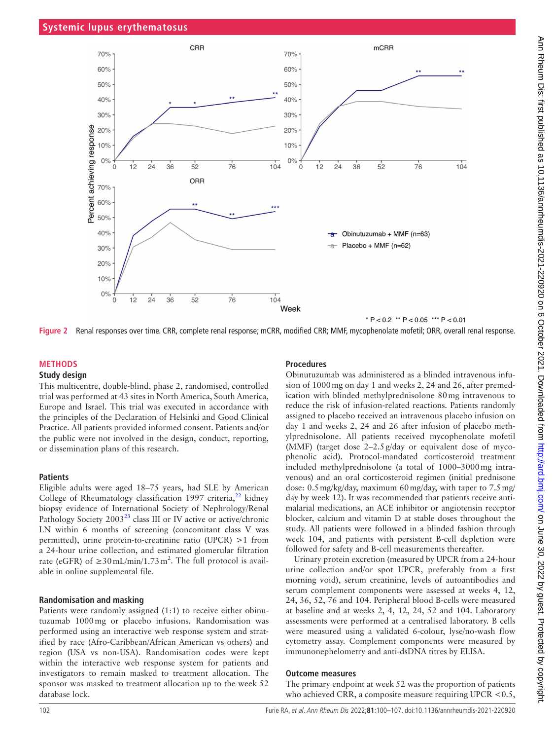Figure 2 Renal responses over time. CRR, complete renal response; mCRR, modified CRR; MMF, mycophenolate mofetil; ORR, overall renal response.

## METHODS

### Study design

This multicentre, double-blind, phase 2, randomised, controlled trial was performed at 43 sites in North America, South America, Europe and Israel. This trial was executed in accordance with the principles of the Declaration of Helsinki and Good Clinical Practice. All patients provided informed consent. Patients and/or the public were not involved in the design, conduct, reporting, or dissemination plans of this research.

### Patients

Eligible adults were aged 18–75 years, had SLE by American College of Rheumatology classification 1997 criteria,[22] kidney biopsy evidence of International Society of Nephrology/Renal Pathology Society 2003[23] class III or IV active or active/chronic LN within 6 months of screening (concomitant class V was permitted), urine protein-to-creatinine ratio (UPCR) >1 from a 24-hour urine collection, and estimated glomerular filtration rate (eGFR) of ≥30 mL/min/1.73 $m^2$. The full protocol is available in online supplemental file.

### Randomisation and masking

Patients were randomly assigned (1:1) to receive either obinutuzumab 1000 mg or placebo infusions. Randomisation was performed using an interactive web response system and stratified by race (Afro-Caribbean/African American vs others) and region (USA vs non-USA). Randomisation codes were kept within the interactive web response system for patients and investigators to remain masked to treatment allocation. The sponsor was masked to treatment allocation up to the week 52 database lock.

### Procedures

Obinutuzumab was administered as a blinded intravenous infusion of 1000 mg on day 1 and weeks 2, 24 and 26, after premedication with blinded methylprednisolone 80 mg intravenous to reduce the risk of infusion-related reactions. Patients randomly assigned to placebo received an intravenous placebo infusion on day 1 and weeks 2, 24 and 26 after infusion of placebo methylprednisolone. All patients received mycophenolate mofetil (MMF) (target dose 2–2.5 g/day or equivalent dose of mycophenolic acid). Protocol-mandated corticosteroid treatment included methylprednisolone (a total of 1000–3000 mg intravenous) and an oral corticosteroid regimen (initial prednisone dose: 0.5 mg/kg/day, maximum 60 mg/day, with taper to 7.5 mg/day by week 12). It was recommended that patients receive antimalarial medications, an ACE inhibitor or angiotensin receptor blocker, calcium and vitamin D at stable doses throughout the study. All patients were followed in a blinded fashion through week 104, and patients with persistent B-cell depletion were followed for safety and B-cell measurements thereafter.

Urinary protein excretion (measured by UPCR from a 24-hour urine collection and/or spot UPCR, preferably from a first morning void), serum creatinine, levels of autoantibodies and serum complement components were assessed at weeks 4, 12, 24, 36, 52, 76 and 104. Peripheral blood B-cells were measured at baseline and at weeks 2, 4, 12, 24, 52 and 104. Laboratory assessments were performed at a centralised laboratory. B cells were measured using a validated 6-colour, lyse/no-wash flow cytometry assay. Complement components were measured by immunonephelometry and anti-dsDNA titres by ELISA.

### Outcome measures

The primary endpoint at week 52 was the proportion of patients who achieved CRR, a composite measure requiring UPCR <0.5,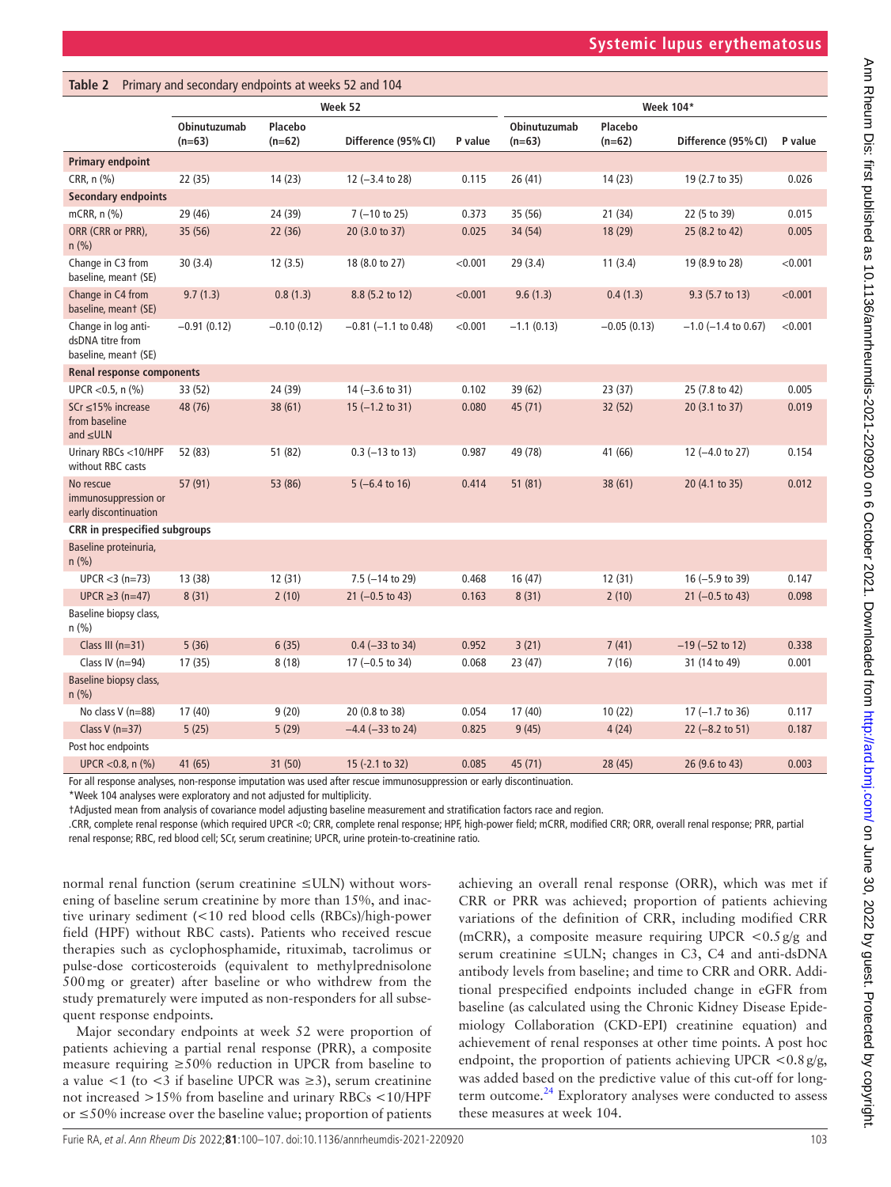**Table 2** Primary and secondary endpoints at weeks 52 and 104

| | Week 52 | | | | Week 104* | | | |
|---|---|---|---|---|---|---|---|---|
| | Obinutuzumab (n=63) | Placebo (n=62) | Difference (95% CI) | P value | Obinutuzumab (n=63) | Placebo (n=62) | Difference (95% CI) | P value |
| **Primary endpoint** | | | | | | | | |
| CRR, n (%) | 22 (35) | 14 (23) | 12 (−3.4 to 28) | 0.115 | 26 (41) | 14 (23) | 19 (2.7 to 35) | 0.026 |
| **Secondary endpoints** | | | | | | | | |
| mCRR, n (%) | 29 (46) | 24 (39) | 7 (−10 to 25) | 0.373 | 35 (56) | 21 (34) | 22 (5 to 39) | 0.015 |
| ORR (CRR or PRR), n (%) | 35 (56) | 22 (36) | 20 (3.0 to 37) | 0.025 | 34 (54) | 18 (29) | 25 (8.2 to 42) | 0.005 |
| Change in C3 from baseline, mean† (SE) | 30 (3.4) | 12 (3.5) | 18 (8.0 to 27) | <0.001 | 29 (3.4) | 11 (3.4) | 19 (8.9 to 28) | <0.001 |
| Change in C4 from baseline, mean† (SE) | 9.7 (1.3) | 0.8 (1.3) | 8.8 (5.2 to 12) | <0.001 | 9.6 (1.3) | 0.4 (1.3) | 9.3 (5.7 to 13) | <0.001 |
| Change in log anti-dsDNA titre from baseline, mean† (SE) | −0.91 (0.12) | −0.10 (0.12) | −0.81 (−1.1 to 0.48) | <0.001 | −1.1 (0.13) | −0.05 (0.13) | −1.0 (−1.4 to 0.67) | <0.001 |
| **Renal response components** | | | | | | | | |
| UPCR <0.5, n (%) | 33 (52) | 24 (39) | 14 (−3.6 to 31) | 0.102 | 39 (62) | 23 (37) | 25 (7.8 to 42) | 0.005 |
| SCr ≤15% increase from baseline and ≤ULN | 48 (76) | 38 (61) | 15 (−1.2 to 31) | 0.080 | 45 (71) | 32 (52) | 20 (3.1 to 37) | 0.019 |
| Urinary RBCs <10/HPF without RBC casts | 52 (83) | 51 (82) | 0.3 (−13 to 13) | 0.987 | 49 (78) | 41 (66) | 12 (−4.0 to 27) | 0.154 |
| No rescue immunosuppression or early discontinuation | 57 (91) | 53 (86) | 5 (−6.4 to 16) | 0.414 | 51 (81) | 38 (61) | 20 (4.1 to 35) | 0.012 |
| **CRR in prespecified subgroups** | | | | | | | | |
| Baseline proteinuria, n (%) | | | | | | | | |
| UPCR <3 (n=73) | 13 (38) | 12 (31) | 7.5 (−14 to 29) | 0.468 | 16 (47) | 12 (31) | 16 (−5.9 to 39) | 0.147 |
| UPCR ≥3 (n=47) | 8 (31) | 2 (10) | 21 (−0.5 to 43) | 0.163 | 8 (31) | 2 (10) | 21 (−0.5 to 43) | 0.098 |
| Baseline biopsy class, n (%) | | | | | | | | |
| Class III (n=31) | 5 (36) | 6 (35) | 0.4 (−33 to 34) | 0.952 | 3 (21) | 7 (41) | −19 (−52 to 12) | 0.338 |
| Class IV (n=94) | 17 (35) | 8 (18) | 17 (−0.5 to 34) | 0.068 | 23 (47) | 7 (16) | 31 (14 to 49) | 0.001 |
| Baseline biopsy class, n (%) | | | | | | | | |
| No class V (n=88) | 17 (40) | 9 (20) | 20 (0.8 to 38) | 0.054 | 17 (40) | 10 (22) | 17 (−1.7 to 36) | 0.117 |
| Class V (n=37) | 5 (25) | 5 (29) | −4.4 (−33 to 24) | 0.825 | 9 (45) | 4 (24) | 22 (−8.2 to 51) | 0.187 |
| Post hoc endpoints | | | | | | | | |
| UPCR <0.8, n (%) | 41 (65) | 31 (50) | 15 (-2.1 to 32) | 0.085 | 45 (71) | 28 (45) | 26 (9.6 to 43) | 0.003 |

For all response analyses, non-response imputation was used after rescue immunosuppression or early discontinuation.

*Week 104 analyses were exploratory and not adjusted for multiplicity.

†Adjusted mean from analysis of covariance model adjusting baseline measurement and stratification factors race and region.

.CRR, complete renal response (which required UPCR <0; CRR, complete renal response; HPF, high-power field; mCRR, modified CRR; ORR, overall renal response; PRR, partial renal response; RBC, red blood cell; SCr, serum creatinine; UPCR, urine protein-to-creatinine ratio.

normal renal function (serum creatinine ≤ULN) without worsening of baseline serum creatinine by more than 15%, and inactive urinary sediment (<10 red blood cells (RBCs)/high-power field (HPF) without RBC casts). Patients who received rescue therapies such as cyclophosphamide, rituximab, tacrolimus or pulse-dose corticosteroids (equivalent to methylprednisolone 500 mg or greater) after baseline or who withdrew from the study prematurely were imputed as non-responders for all subsequent response endpoints.

Major secondary endpoints at week 52 were proportion of patients achieving a partial renal response (PRR), a composite measure requiring ≥50% reduction in UPCR from baseline to a value <1 (to <3 if baseline UPCR was ≥3), serum creatinine not increased >15% from baseline and urinary RBCs <10/HPF or ≤50% increase over the baseline value; proportion of patients achieving an overall renal response (ORR), which was met if CRR or PRR was achieved; proportion of patients achieving variations of the definition of CRR, including modified CRR (mCRR), a composite measure requiring UPCR <0.5 g/g and serum creatinine ≤ULN; changes in C3, C4 and anti-dsDNA antibody levels from baseline; and time to CRR and ORR. Additional prespecified endpoints included change in eGFR from baseline (as calculated using the Chronic Kidney Disease Epidemiology Collaboration (CKD-EPI) creatinine equation) and achievement of renal responses at other time points. A post hoc endpoint, the proportion of patients achieving UPCR <0.8 g/g, was added based on the predictive value of this cut-off for long-term outcome.[24] Exploratory analyses were conducted to assess these measures at week 104.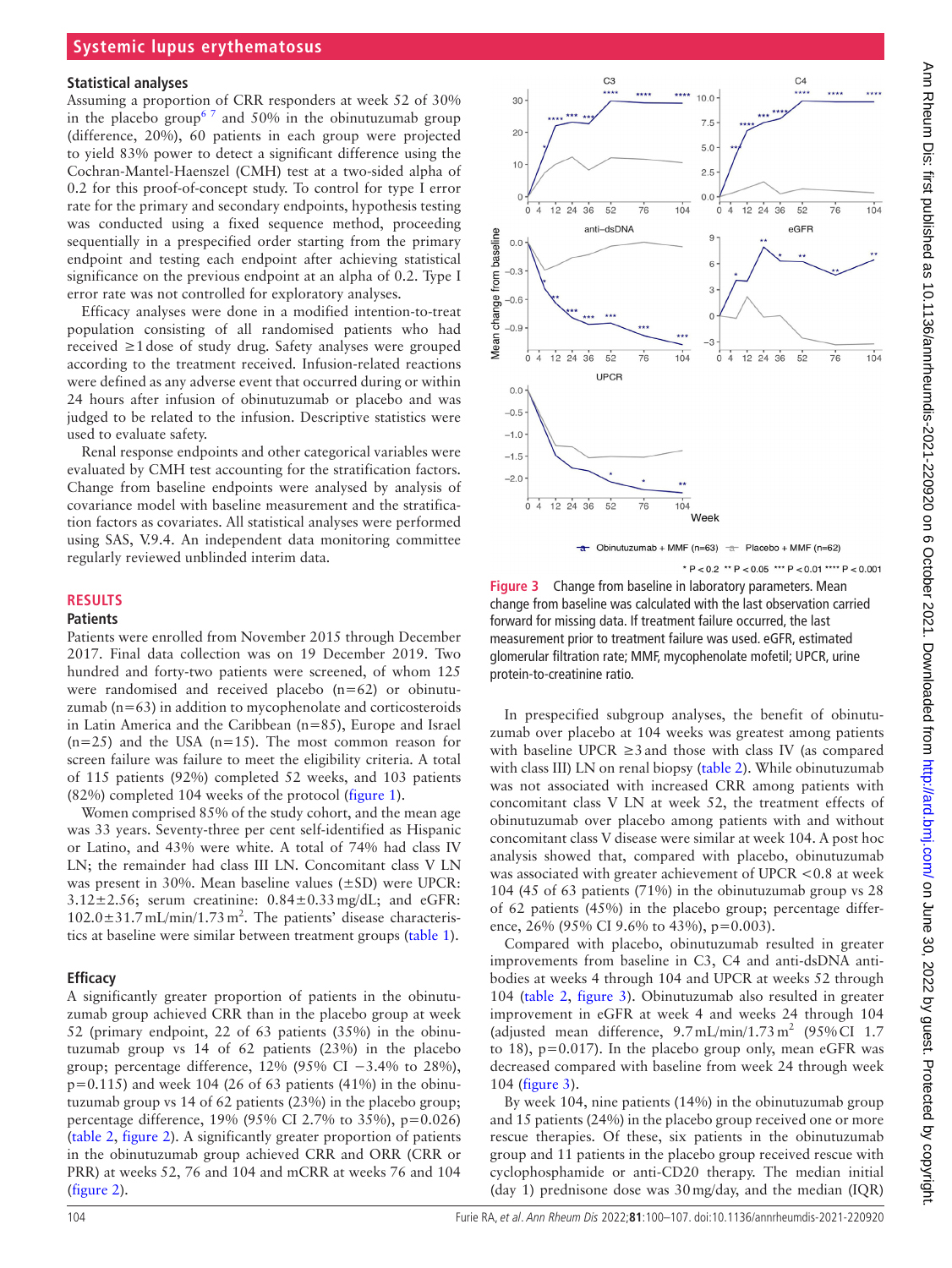### Statistical analyses

Assuming a proportion of CRR responders at week 52 of 30% in the placebo group[6,7] and 50% in the obinutuzumab group (difference, 20%), 60 patients in each group were projected to yield 83% power to detect a significant difference using the Cochran-Mantel-Haenszel (CMH) test at a two-sided alpha of 0.2 for this proof-of-concept study. To control for type I error rate for the primary and secondary endpoints, hypothesis testing was conducted using a fixed sequence method, proceeding sequentially in a prespecified order starting from the primary endpoint and testing each endpoint after achieving statistical significance on the previous endpoint at an alpha of 0.2. Type I error rate was not controlled for exploratory analyses.

Efficacy analyses were done in a modified intention-to-treat population consisting of all randomised patients who had received ≥1 dose of study drug. Safety analyses were grouped according to the treatment received. Infusion-related reactions were defined as any adverse event that occurred during or within 24 hours after infusion of obinutuzumab or placebo and was judged to be related to the infusion. Descriptive statistics were used to evaluate safety.

Renal response endpoints and other categorical variables were evaluated by CMH test accounting for the stratification factors. Change from baseline endpoints were analysed by analysis of covariance model with baseline measurement and the stratification factors as covariates. All statistical analyses were performed using SAS, V.9.4. An independent data monitoring committee regularly reviewed unblinded interim data.

## RESULTS

### Patients

Patients were enrolled from November 2015 through December 2017. Final data collection was on 19 December 2019. Two hundred and forty-two patients were screened, of whom 125 were randomised and received placebo (n=62) or obinutuzumab (n=63) in addition to mycophenolate and corticosteroids in Latin America and the Caribbean (n=85), Europe and Israel (n=25) and the USA (n=15). The most common reason for screen failure was failure to meet the eligibility criteria. A total of 115 patients (92%) completed 52 weeks, and 103 patients (82%) completed 104 weeks of the protocol (figure 1).

Women comprised 85% of the study cohort, and the mean age was 33 years. Seventy-three per cent self-identified as Hispanic or Latino, and 43% were white. A total of 74% had class IV LN; the remainder had class III LN. Concomitant class V LN was present in 30%. Mean baseline values (±SD) were UPCR: 3.12±2.56; serum creatinine: 0.84±0.33 mg/dL; and eGFR: 102.0±31.7 mL/min/1.73 $m^2$. The patients' disease characteristics at baseline were similar between treatment groups (table 1).

### Efficacy

A significantly greater proportion of patients in the obinutuzumab group achieved CRR than in the placebo group at week 52 (primary endpoint, 22 of 63 patients (35%) in the obinutuzumab group vs 14 of 62 patients (23%) in the placebo group; percentage difference, 12% (95% CI −3.4% to 28%), p=0.115) and week 104 (26 of 63 patients (41%) in the obinutuzumab group vs 14 of 62 patients (23%) in the placebo group; percentage difference, 19% (95% CI 2.7% to 35%), p=0.026) (table 2, figure 2). A significantly greater proportion of patients in the obinutuzumab group achieved CRR and ORR (CRR or PRR) at weeks 52, 76 and 104 and mCRR at weeks 76 and 104 (figure 2).

Figure 3 Change from baseline in laboratory parameters. Mean change from baseline was calculated with the last observation carried forward for missing data. If treatment failure occurred, the last measurement prior to treatment failure was used. eGFR, estimated glomerular filtration rate; MMF, mycophenolate mofetil; UPCR, urine protein-to-creatinine ratio.

In prespecified subgroup analyses, the benefit of obinutuzumab over placebo at 104 weeks was greatest among patients with baseline UPCR ≥3 and those with class IV (as compared with class III) LN on renal biopsy (table 2). While obinutuzumab was not associated with increased CRR among patients with concomitant class V LN at week 52, the treatment effects of obinutuzumab over placebo among patients with and without concomitant class V disease were similar at week 104. A post hoc analysis showed that, compared with placebo, obinutuzumab was associated with greater achievement of UPCR <0.8 at week 104 (45 of 63 patients (71%) in the obinutuzumab group vs 28 of 62 patients (45%) in the placebo group; percentage difference, 26% (95% CI 9.6% to 43%), p=0.003).

Compared with placebo, obinutuzumab resulted in greater improvements from baseline in C3, C4 and anti-dsDNA antibodies at weeks 4 through 104 and UPCR at weeks 52 through 104 (table 2, figure 3). Obinutuzumab also resulted in greater improvement in eGFR at week 4 and weeks 24 through 104 (adjusted mean difference, 9.7 mL/min/1.73 $m^2$ (95% CI 1.7 to 18), p=0.017). In the placebo group only, mean eGFR was decreased compared with baseline from week 24 through week 104 (figure 3).

By week 104, nine patients (14%) in the obinutuzumab group and 15 patients (24%) in the placebo group received one or more rescue therapies. Of these, six patients in the obinutuzumab group and 11 patients in the placebo group received rescue with cyclophosphamide or anti-CD20 therapy. The median initial (day 1) prednisone dose was 30 mg/day, and the median (IQR)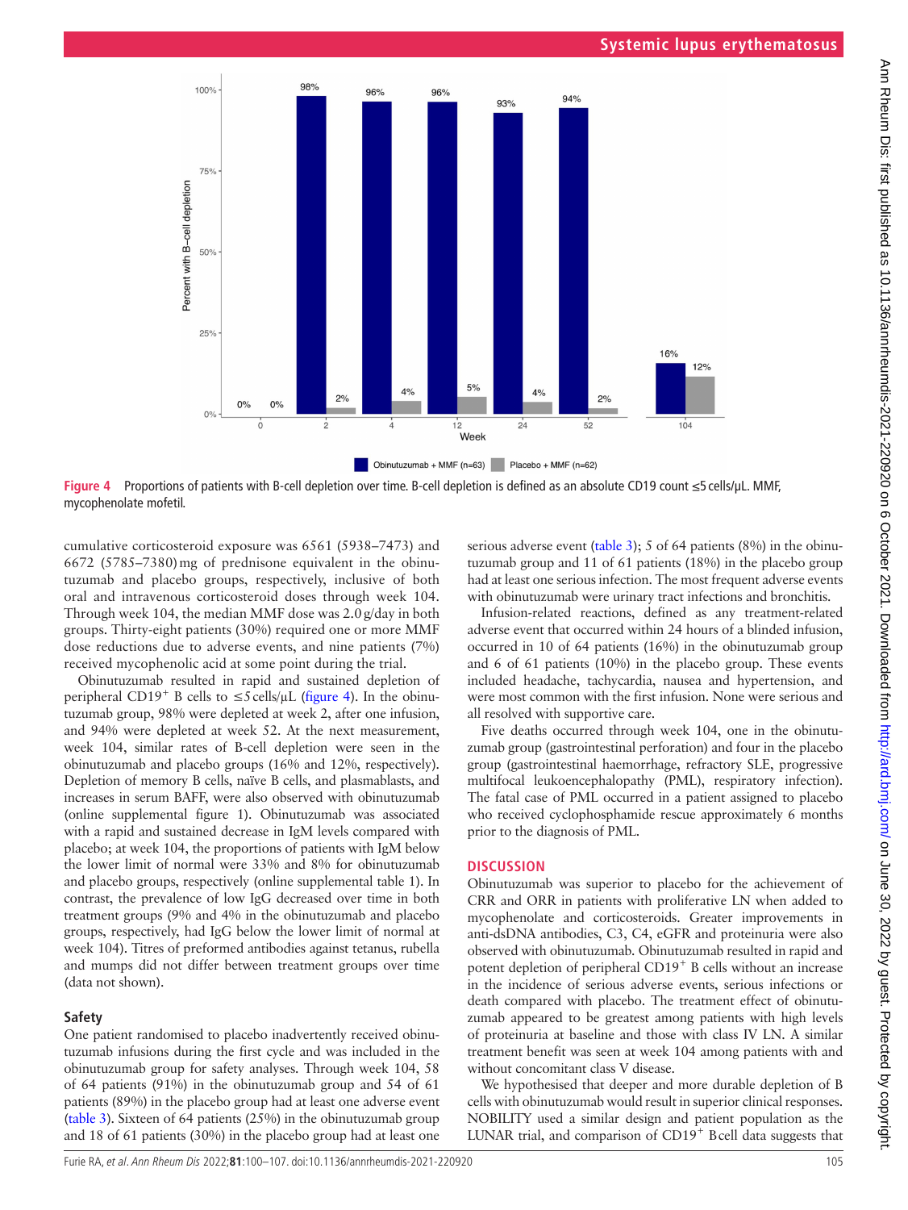**Figure 4** Proportions of patients with B-cell depletion over time. B-cell depletion is defined as an absolute CD19 count ≤5 cells/µL. MMF, mycophenolate mofetil.

cumulative corticosteroid exposure was 6561 (5938–7473) and 6672 (5785–7380) mg of prednisone equivalent in the obinutuzumab and placebo groups, respectively, inclusive of both oral and intravenous corticosteroid doses through week 104. Through week 104, the median MMF dose was 2.0 g/day in both groups. Thirty-eight patients (30%) required one or more MMF dose reductions due to adverse events, and nine patients (7%) received mycophenolic acid at some point during the trial.

Obinutuzumab resulted in rapid and sustained depletion of peripheral CD19$^{+}$ B cells to ≤5 cells/µL (figure 4). In the obinutuzumab group, 98% were depleted at week 2, after one infusion, and 94% were depleted at week 52. At the next measurement, week 104, similar rates of B-cell depletion were seen in the obinutuzumab and placebo groups (16% and 12%, respectively). Depletion of memory B cells, naïve B cells, and plasmablasts, and increases in serum BAFF, were also observed with obinutuzumab (online supplemental figure 1). Obinutuzumab was associated with a rapid and sustained decrease in IgM levels compared with placebo; at week 104, the proportions of patients with IgM below the lower limit of normal were 33% and 8% for obinutuzumab and placebo groups, respectively (online supplemental table 1). In contrast, the prevalence of low IgG decreased over time in both treatment groups (9% and 4% in the obinutuzumab and placebo groups, respectively, had IgG below the lower limit of normal at week 104). Titres of preformed antibodies against tetanus, rubella and mumps did not differ between treatment groups over time (data not shown).

### Safety

One patient randomised to placebo inadvertently received obinutuzumab infusions during the first cycle and was included in the obinutuzumab group for safety analyses. Through week 104, 58 of 64 patients (91%) in the obinutuzumab group and 54 of 61 patients (89%) in the placebo group had at least one adverse event (table 3). Sixteen of 64 patients (25%) in the obinutuzumab group and 18 of 61 patients (30%) in the placebo group had at least one serious adverse event (table 3); 5 of 64 patients (8%) in the obinutuzumab group and 11 of 61 patients (18%) in the placebo group had at least one serious infection. The most frequent adverse events with obinutuzumab were urinary tract infections and bronchitis.

Infusion-related reactions, defined as any treatment-related adverse event that occurred within 24 hours of a blinded infusion, occurred in 10 of 64 patients (16%) in the obinutuzumab group and 6 of 61 patients (10%) in the placebo group. These events included headache, tachycardia, nausea and hypertension, and were most common with the first infusion. None were serious and all resolved with supportive care.

Five deaths occurred through week 104, one in the obinutuzumab group (gastrointestinal perforation) and four in the placebo group (gastrointestinal haemorrhage, refractory SLE, progressive multifocal leukoencephalopathy (PML), respiratory infection). The fatal case of PML occurred in a patient assigned to placebo who received cyclophosphamide rescue approximately 6 months prior to the diagnosis of PML.

## DISCUSSION

Obinutuzumab was superior to placebo for the achievement of CRR and ORR in patients with proliferative LN when added to mycophenolate and corticosteroids. Greater improvements in anti-dsDNA antibodies, C3, C4, eGFR and proteinuria were also observed with obinutuzumab. Obinutuzumab resulted in rapid and potent depletion of peripheral CD19$^{+}$ B cells without an increase in the incidence of serious adverse events, serious infections or death compared with placebo. The treatment effect of obinutuzumab appeared to be greatest among patients with high levels of proteinuria at baseline and those with class IV LN. A similar treatment benefit was seen at week 104 among patients with and without concomitant class V disease.

We hypothesised that deeper and more durable depletion of B cells with obinutuzumab would result in superior clinical responses. NOBILITY used a similar design and patient population as the LUNAR trial, and comparison of CD19$^{+}$ B cell data suggests that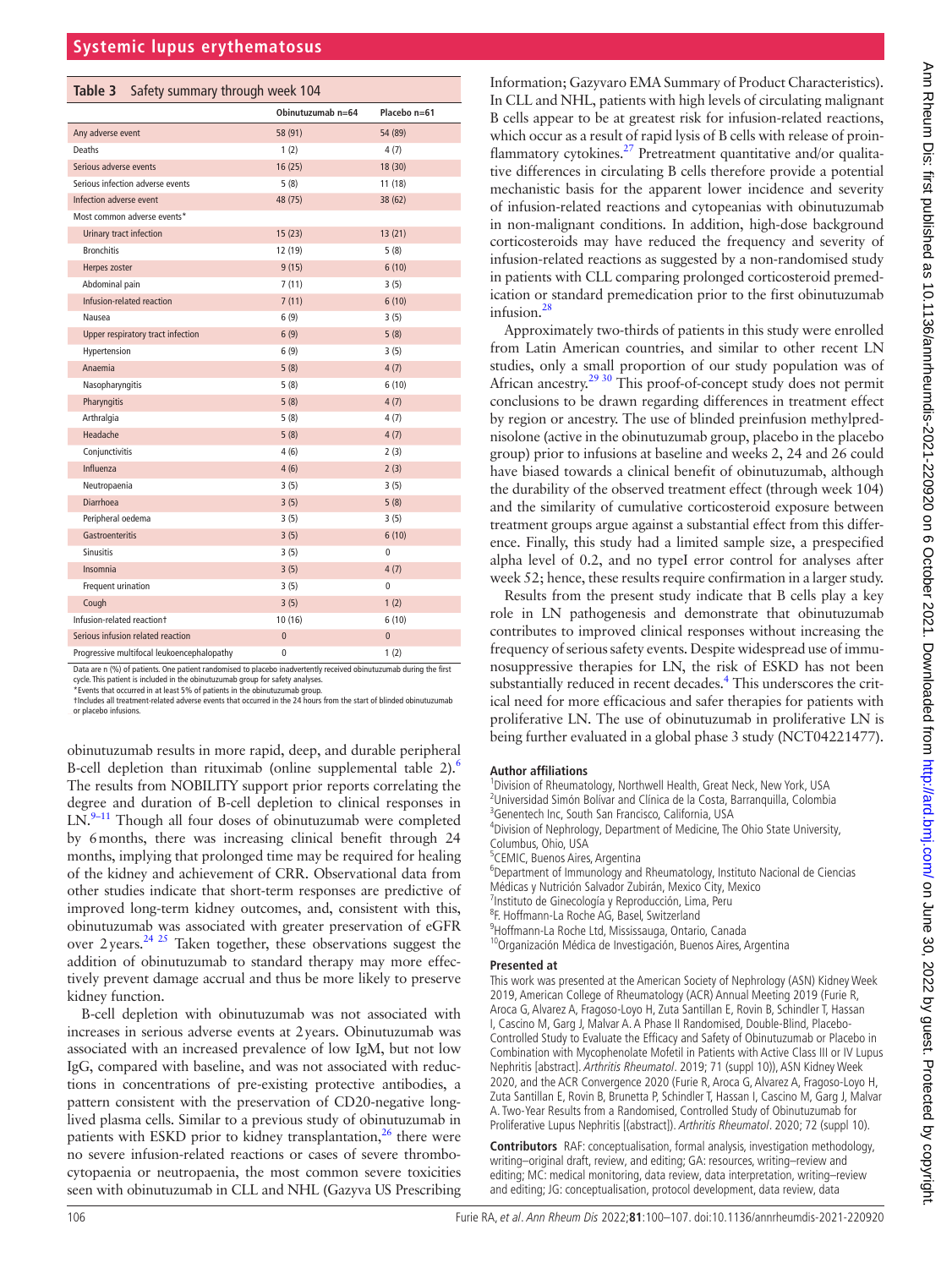**Table 3** Safety summary through week 104

| | Obinutuzumab n=64 | Placebo n=61 |
|---|---|---|
| Any adverse event | 58 (91) | 54 (89) |
| Deaths | 1 (2) | 4 (7) |
| Serious adverse events | 16 (25) | 18 (30) |
| Serious infection adverse events | 5 (8) | 11 (18) |
| Infection adverse event | 48 (75) | 38 (62) |
| Most common adverse events* | | |
| Urinary tract infection | 15 (23) | 13 (21) |
| Bronchitis | 12 (19) | 5 (8) |
| Herpes zoster | 9 (15) | 6 (10) |
| Abdominal pain | 7 (11) | 3 (5) |
| Infusion-related reaction | 7 (11) | 6 (10) |
| Nausea | 6 (9) | 3 (5) |
| Upper respiratory tract infection | 6 (9) | 5 (8) |
| Hypertension | 6 (9) | 3 (5) |
| Anaemia | 5 (8) | 4 (7) |
| Nasopharyngitis | 5 (8) | 6 (10) |
| Pharyngitis | 5 (8) | 4 (7) |
| Arthralgia | 5 (8) | 4 (7) |
| Headache | 5 (8) | 4 (7) |
| Conjunctivitis | 4 (6) | 2 (3) |
| Influenza | 4 (6) | 2 (3) |
| Neutropaenia | 3 (5) | 3 (5) |
| Diarrhoea | 3 (5) | 5 (8) |
| Peripheral oedema | 3 (5) | 3 (5) |
| Gastroenteritis | 3 (5) | 6 (10) |
| Sinusitis | 3 (5) | 0 |
| Insomnia | 3 (5) | 4 (7) |
| Frequent urination | 3 (5) | 0 |
| Cough | 3 (5) | 1 (2) |
| Infusion-related reaction† | 10 (16) | 6 (10) |
| Serious infusion related reaction | 0 | 0 |
| Progressive multifocal leukoencephalopathy | 0 | 1 (2) |

Data are n (%) of patients. One patient randomised to placebo inadvertently received obinutuzumab during the first cycle. This patient is included in the obinutuzumab group for safety analyses.
*Events that occurred in at least 5% of patients in the obinutuzumab group.
†Includes all treatment-related adverse events that occurred in the 24 hours from the start of blinded obinutuzumab or placebo infusions.

obinutuzumab results in more rapid, deep, and durable peripheral B-cell depletion than rituximab (online supplemental table 2).[6] The results from NOBILITY support prior reports correlating the degree and duration of B-cell depletion to clinical responses in LN.[9–11] Though all four doses of obinutuzumab were completed by 6 months, there was increasing clinical benefit through 24 months, implying that prolonged time may be required for healing of the kidney and achievement of CRR. Observational data from other studies indicate that short-term responses are predictive of improved long-term kidney outcomes, and, consistent with this, obinutuzumab was associated with greater preservation of eGFR over 2 years.[24 25] Taken together, these observations suggest the addition of obinutuzumab to standard therapy may more effectively prevent damage accrual and thus be more likely to preserve kidney function.

B-cell depletion with obinutuzumab was not associated with increases in serious adverse events at 2 years. Obinutuzumab was associated with an increased prevalence of low IgM, but not low IgG, compared with baseline, and was not associated with reductions in concentrations of pre-existing protective antibodies, a pattern consistent with the preservation of CD20-negative long-lived plasma cells. Similar to a previous study of obinutuzumab in patients with ESKD prior to kidney transplantation,[26] there were no severe infusion-related reactions or cases of severe thrombocytopaenia or neutropaenia, the most common severe toxicities seen with obinutuzumab in CLL and NHL (Gazyva US Prescribing Information; Gazyvaro EMA Summary of Product Characteristics). In CLL and NHL, patients with high levels of circulating malignant B cells appear to be at greatest risk for infusion-related reactions, which occur as a result of rapid lysis of B cells with release of proinflammatory cytokines.[27] Pretreatment quantitative and/or qualitative differences in circulating B cells therefore provide a potential mechanistic basis for the apparent lower incidence and severity of infusion-related reactions and cytopeanias with obinutuzumab in non-malignant conditions. In addition, high-dose background corticosteroids may have reduced the frequency and severity of infusion-related reactions as suggested by a non-randomised study in patients with CLL comparing prolonged corticosteroid premedication or standard premedication prior to the first obinutuzumab infusion.[28]

Approximately two-thirds of patients in this study were enrolled from Latin American countries, and similar to other recent LN studies, only a small proportion of our study population was of African ancestry.[29 30] This proof-of-concept study does not permit conclusions to be drawn regarding differences in treatment effect by region or ancestry. The use of blinded preinfusion methylprednisolone (active in the obinutuzumab group, placebo in the placebo group) prior to infusions at baseline and weeks 2, 24 and 26 could have biased towards a clinical benefit of obinutuzumab, although the durability of the observed treatment effect (through week 104) and the similarity of cumulative corticosteroid exposure between treatment groups argue against a substantial effect from this difference. Finally, this study had a limited sample size, a prespecified alpha level of 0.2, and no typeI error control for analyses after week 52; hence, these results require confirmation in a larger study.

Results from the present study indicate that B cells play a key role in LN pathogenesis and demonstrate that obinutuzumab contributes to improved clinical responses without increasing the frequency of serious safety events. Despite widespread use of immunosuppressive therapies for LN, the risk of ESKD has not been substantially reduced in recent decades.[4] This underscores the critical need for more efficacious and safer therapies for patients with proliferative LN. The use of obinutuzumab in proliferative LN is being further evaluated in a global phase 3 study (NCT04221477).

#### Author affiliations

[1]Division of Rheumatology, Northwell Health, Great Neck, New York, USA
[2]Universidad Simón Bolívar and Clínica de la Costa, Barranquilla, Colombia
[3]Genentech Inc, South San Francisco, California, USA
[4]Division of Nephrology, Department of Medicine, The Ohio State University, Columbus, Ohio, USA
[5]CEMIC, Buenos Aires, Argentina
[6]Department of Immunology and Rheumatology, Instituto Nacional de Ciencias Médicas y Nutrición Salvador Zubirán, Mexico City, Mexico
[7]Instituto de Ginecología y Reproducción, Lima, Peru
[8]F. Hoffmann-La Roche AG, Basel, Switzerland
[9]Hoffmann-La Roche Ltd, Mississauga, Ontario, Canada
[10]Organización Médica de Investigación, Buenos Aires, Argentina

#### Presented at

This work was presented at the American Society of Nephrology (ASN) Kidney Week 2019, American College of Rheumatology (ACR) Annual Meeting 2019 (Furie R, Aroca G, Alvarez A, Fragoso-Loyo H, Zuta Santillan E, Rovin B, Schindler T, Hassan I, Cascino M, Garg J, Malvar A. A Phase II Randomised, Double-Blind, Placebo-Controlled Study to Evaluate the Efficacy and Safety of Obinutuzumab or Placebo in Combination with Mycophenolate Mofetil in Patients with Active Class III or IV Lupus Nephritis [abstract]. *Arthritis Rheumatol*. 2019; 71 (suppl 10)), ASN Kidney Week 2020, and the ACR Convergence 2020 (Furie R, Aroca G, Alvarez A, Fragoso-Loyo H, Zuta Santillan E, Rovin B, Brunetta P, Schindler T, Hassan I, Cascino M, Garg J, Malvar A. Two-Year Results from a Randomised, Controlled Study of Obinutuzumab for Proliferative Lupus Nephritis [(abstract]). *Arthritis Rheumatol*. 2020; 72 (suppl 10).

**Contributors** RAF: conceptualisation, formal analysis, investigation methodology, writing–original draft, review, and editing; GA: resources, writing–review and editing; MC: medical monitoring, data review, data interpretation, writing–review and editing; JG: conceptualisation, protocol development, data review, data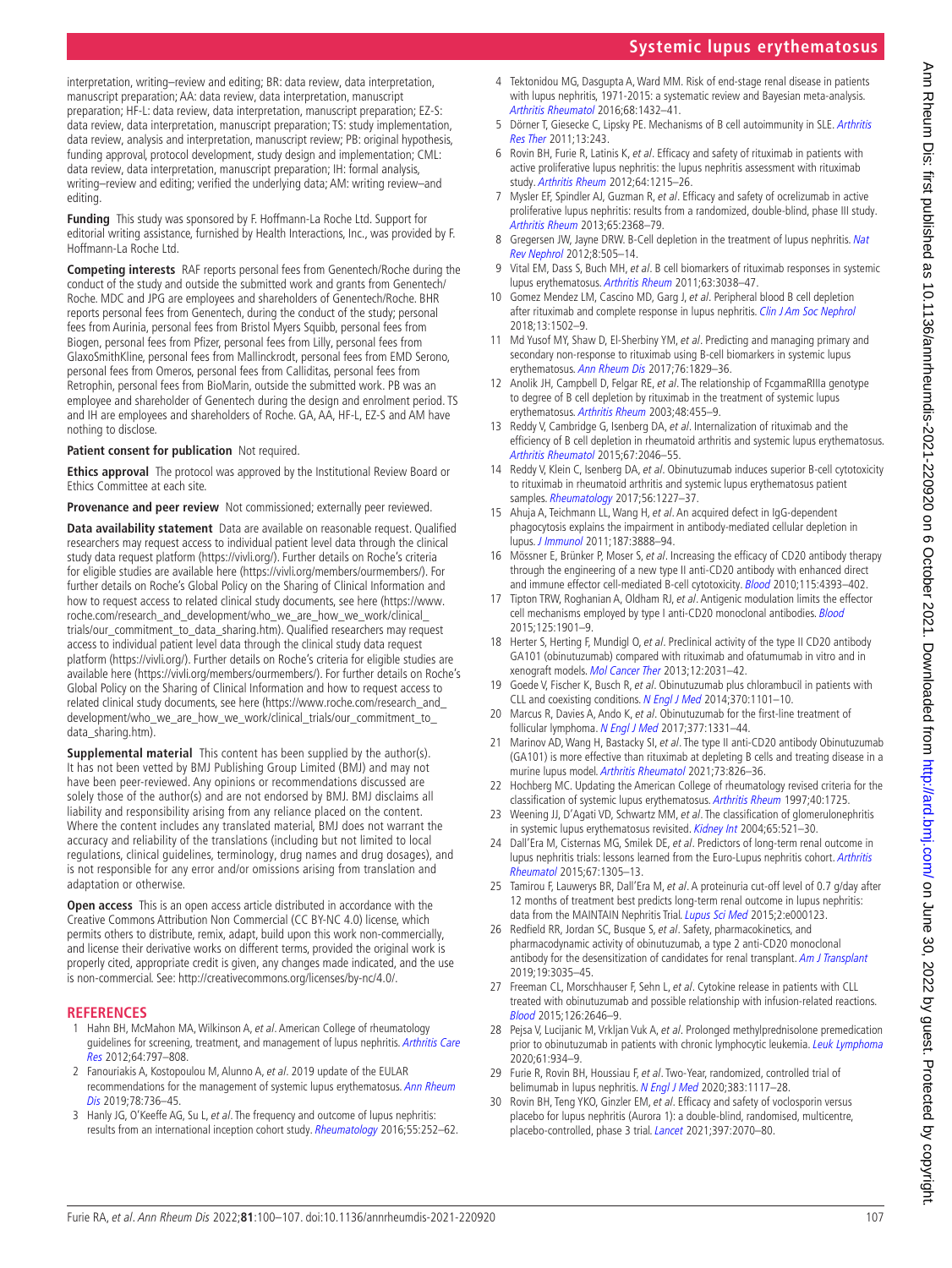interpretation, writing–review and editing; BR: data review, data interpretation, manuscript preparation; AA: data review, data interpretation, manuscript preparation; HF-L: data review, data interpretation, manuscript preparation; EZ-S: data review, data interpretation, manuscript preparation; TS: study implementation, data review, analysis and interpretation, manuscript review; PB: original hypothesis, funding approval, protocol development, study design and implementation; CML: data review, data interpretation, manuscript preparation; IH: formal analysis, writing–review and editing; verified the underlying data; AM: writing review–and editing.

**Funding** This study was sponsored by F. Hoffmann-La Roche Ltd. Support for editorial writing assistance, furnished by Health Interactions, Inc., was provided by F. Hoffmann-La Roche Ltd.

**Competing interests** RAF reports personal fees from Genentech/Roche during the conduct of the study and outside the submitted work and grants from Genentech/Roche. MDC and JPG are employees and shareholders of Genentech/Roche. BHR reports personal fees from Genentech, during the conduct of the study; personal fees from Aurinia, personal fees from Bristol Myers Squibb, personal fees from Biogen, personal fees from Pfizer, personal fees from Lilly, personal fees from GlaxoSmithKline, personal fees from Mallinckrodt, personal fees from EMD Serono, personal fees from Omeros, personal fees from Calliditas, personal fees from Retrophin, personal fees from BioMarin, outside the submitted work. PB was an employee and shareholder of Genentech during the design and enrolment period. TS and IH are employees and shareholders of Roche. GA, AA, HF-L, EZ-S and AM have nothing to disclose.

**Patient consent for publication** Not required.

**Ethics approval** The protocol was approved by the Institutional Review Board or Ethics Committee at each site.

**Provenance and peer review** Not commissioned; externally peer reviewed.

**Data availability statement** Data are available on reasonable request. Qualified researchers may request access to individual patient level data through the clinical study data request platform (https://vivli.org/). Further details on Roche's criteria for eligible studies are available here (https://vivli.org/members/ourmembers/). For further details on Roche's Global Policy on the Sharing of Clinical Information and how to request access to related clinical study documents, see here (https://www.roche.com/research_and_development/who_we_are_how_we_work/clinical_trials/our_commitment_to_data_sharing.htm). Qualified researchers may request access to individual patient level data through the clinical study data request platform (https://vivli.org/). Further details on Roche's criteria for eligible studies are available here (https://vivli.org/members/ourmembers/). For further details on Roche's Global Policy on the Sharing of Clinical Information and how to request access to related clinical study documents, see here (https://www.roche.com/research_and_development/who_we_are_how_we_work/clinical_trials/our_commitment_to_data_sharing.htm).

**Supplemental material** This content has been supplied by the author(s). It has not been vetted by BMJ Publishing Group Limited (BMJ) and may not have been peer-reviewed. Any opinions or recommendations discussed are solely those of the author(s) and are not endorsed by BMJ. BMJ disclaims all liability and responsibility arising from any reliance placed on the content. Where the content includes any translated material, BMJ does not warrant the accuracy and reliability of the translations (including but not limited to local regulations, clinical guidelines, terminology, drug names and drug dosages), and is not responsible for any error and/or omissions arising from translation and adaptation or otherwise.

**Open access** This is an open access article distributed in accordance with the Creative Commons Attribution Non Commercial (CC BY-NC 4.0) license, which permits others to distribute, remix, adapt, build upon this work non-commercially, and license their derivative works on different terms, provided the original work is properly cited, appropriate credit is given, any changes made indicated, and the use is non-commercial. See: http://creativecommons.org/licenses/by-nc/4.0/.

## REFERENCES

1. Hahn BH, McMahon MA, Wilkinson A, *et al*. American College of rheumatology guidelines for screening, treatment, and management of lupus nephritis. *Arthritis Care Res* 2012;64:797–808.
2. Fanouriakis A, Kostopoulou M, Alunno A, *et al*. 2019 update of the EULAR recommendations for the management of systemic lupus erythematosus. *Ann Rheum Dis* 2019;78:736–45.
3. Hanly JG, O'Keeffe AG, Su L, *et al*. The frequency and outcome of lupus nephritis: results from an international inception cohort study. *Rheumatology* 2016;55:252–62.
4. Tektonidou MG, Dasgupta A, Ward MM. Risk of end-stage renal disease in patients with lupus nephritis, 1971-2015: a systematic review and Bayesian meta-analysis. *Arthritis Rheumatol* 2016;68:1432–41.
5. Dörner T, Giesecke C, Lipsky PE. Mechanisms of B cell autoimmunity in SLE. *Arthritis Res Ther* 2011;13:243.
6. Rovin BH, Furie R, Latinis K, *et al*. Efficacy and safety of rituximab in patients with active proliferative lupus nephritis: the lupus nephritis assessment with rituximab study. *Arthritis Rheum* 2012;64:1215–26.
7. Mysler EF, Spindler AJ, Guzman R, *et al*. Efficacy and safety of ocrelizumab in active proliferative lupus nephritis: results from a randomized, double-blind, phase III study. *Arthritis Rheum* 2013;65:2368–79.
8. Gregersen JW, Jayne DRW. B-Cell depletion in the treatment of lupus nephritis. *Nat Rev Nephrol* 2012;8:505–14.
9. Vital EM, Dass S, Buch MH, *et al*. B cell biomarkers of rituximab responses in systemic lupus erythematosus. *Arthritis Rheum* 2011;63:3038–47.
10. Gomez Mendez LM, Cascino MD, Garg J, *et al*. Peripheral blood B cell depletion after rituximab and complete response in lupus nephritis. *Clin J Am Soc Nephrol* 2018;13:1502–9.
11. Md Yusof MY, Shaw D, El-Sherbiny YM, *et al*. Predicting and managing primary and secondary non-response to rituximab using B-cell biomarkers in systemic lupus erythematosus. *Ann Rheum Dis* 2017;76:1829–36.
12. Anolik JH, Campbell D, Felgar RE, *et al*. The relationship of FcgammaRIIIa genotype to degree of B cell depletion by rituximab in the treatment of systemic lupus erythematosus. *Arthritis Rheum* 2003;48:455–9.
13. Reddy V, Cambridge G, Isenberg DA, *et al*. Internalization of rituximab and the efficiency of B cell depletion in rheumatoid arthritis and systemic lupus erythematosus. *Arthritis Rheumatol* 2015;67:2046–55.
14. Reddy V, Klein C, Isenberg DA, *et al*. Obinutuzumab induces superior B-cell cytotoxicity to rituximab in rheumatoid arthritis and systemic lupus erythematosus patient samples. *Rheumatology* 2017;56:1227–37.
15. Ahuja A, Teichmann LL, Wang H, *et al*. An acquired defect in IgG-dependent phagocytosis explains the impairment in antibody-mediated cellular depletion in lupus. *J Immunol* 2011;187:3888–94.
16. Mössner E, Brünker P, Moser S, *et al*. Increasing the efficacy of CD20 antibody therapy through the engineering of a new type II anti-CD20 antibody with enhanced direct and immune effector cell-mediated B-cell cytotoxicity. *Blood* 2010;115:4393–402.
17. Tipton TRW, Roghanian A, Oldham RJ, *et al*. Antigenic modulation limits the effector cell mechanisms employed by type I anti-CD20 monoclonal antibodies. *Blood* 2015;125:1901–9.
18. Herter S, Herting F, Mundigl O, *et al*. Preclinical activity of the type II CD20 antibody GA101 (obinutuzumab) compared with rituximab and ofatumumab in vitro and in xenograft models. *Mol Cancer Ther* 2013;12:2031–42.
19. Goede V, Fischer K, Busch R, *et al*. Obinutuzumab plus chlorambucil in patients with CLL and coexisting conditions. *N Engl J Med* 2014;370:1101–10.
20. Marcus R, Davies A, Ando K, *et al*. Obinutuzumab for the first-line treatment of follicular lymphoma. *N Engl J Med* 2017;377:1331–44.
21. Marinov AD, Wang H, Bastacky SI, *et al*. The type II anti-CD20 antibody Obinutuzumab (GA101) is more effective than rituximab at depleting B cells and treating disease in a murine lupus model. *Arthritis Rheumatol* 2021;73:826–36.
22. Hochberg MC. Updating the American College of rheumatology revised criteria for the classification of systemic lupus erythematosus. *Arthritis Rheum* 1997;40:1725.
23. Weening JJ, D'Agati VD, Schwartz MM, *et al*. The classification of glomerulonephritis in systemic lupus erythematosus revisited. *Kidney Int* 2004;65:521–30.
24. Dall'Era M, Cisternas MG, Smilek DE, *et al*. Predictors of long-term renal outcome in lupus nephritis trials: lessons learned from the Euro-Lupus nephritis cohort. *Arthritis Rheumatol* 2015;67:1305–13.
25. Tamirou F, Lauwerys BR, Dall'Era M, *et al*. A proteinuria cut-off level of 0.7 g/day after 12 months of treatment best predicts long-term renal outcome in lupus nephritis: data from the MAINTAIN Nephritis Trial. *Lupus Sci Med* 2015;2:e000123.
26. Redfield RR, Jordan SC, Busque S, *et al*. Safety, pharmacokinetics, and pharmacodynamic activity of obinutuzumab, a type 2 anti-CD20 monoclonal antibody for the desensitization of candidates for renal transplant. *Am J Transplant* 2019;19:3035–45.
27. Freeman CL, Morschhauser F, Sehn L, *et al*. Cytokine release in patients with CLL treated with obinutuzumab and possible relationship with infusion-related reactions. *Blood* 2015;126:2646–9.
28. Pejsa V, Lucijanic M, Vrkljan Vuk A, *et al*. Prolonged methylprednisolone premedication prior to obinutuzumab in patients with chronic lymphocytic leukemia. *Leuk Lymphoma* 2020;61:934–9.
29. Furie R, Rovin BH, Houssiau F, *et al*. Two-Year, randomized, controlled trial of belimumab in lupus nephritis. *N Engl J Med* 2020;383:1117–28.
30. Rovin BH, Teng YKO, Ginzler EM, *et al*. Efficacy and safety of voclosporin versus placebo for lupus nephritis (Aurora 1): a double-blind, randomised, multicentre, placebo-controlled, phase 3 trial. *Lancet* 2021;397:2070–80.